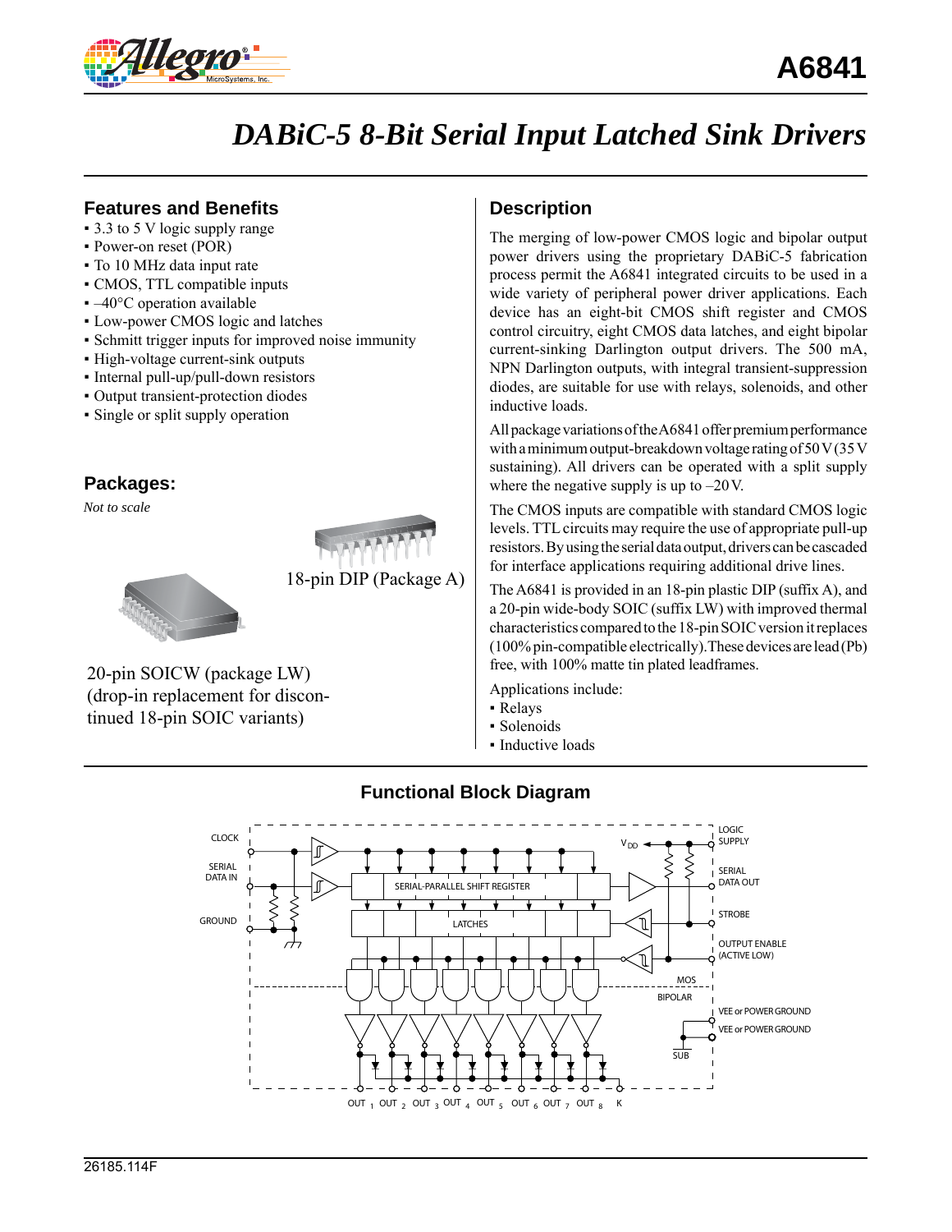# A6841

## DABiC-5 8-Bit Serial Input Latched Sink Drivers

### Features and Benefits

- 3.3 to 5 V logic supply range
- Power-on reset (POR)
- To 10 MHz data input rate
- CMOS, TTL compatible inputs
- –40°C operation available
- Low-power CMOS logic and latches
- Schmitt trigger inputs for improved noise immunity
- High-voltage current-sink outputs
- Internal pull-up/pull-down resistors
- Output transient-protection diodes
- Single or split supply operation

### Packages:

*Not to scale*

18-pin DIP (Package A)

20-pin SOICW (package LW) (drop-in replacement for discontinued 18-pin SOIC variants)

### Description

The merging of low-power CMOS logic and bipolar output power drivers using the proprietary DABiC-5 fabrication process permit the A6841 integrated circuits to be used in a wide variety of peripheral power driver applications. Each device has an eight-bit CMOS shift register and CMOS control circuitry, eight CMOS data latches, and eight bipolar current-sinking Darlington output drivers. The 500 mA, NPN Darlington outputs, with integral transient-suppression diodes, are suitable for use with relays, solenoids, and other inductive loads.

All package variations of the A6841 offer premium performance with a minimum output-breakdown voltage rating of 50 V (35 V sustaining). All drivers can be operated with a split supply where the negative supply is up to –20 V.

The CMOS inputs are compatible with standard CMOS logic levels. TTL circuits may require the use of appropriate pull-up resistors. By using the serial data output, drivers can be cascaded for interface applications requiring additional drive lines.

The A6841 is provided in an 18-pin plastic DIP (suffix A), and a 20-pin wide-body SOIC (suffix LW) with improved thermal characteristics compared to the 18-pin SOIC version it replaces (100% pin-compatible electrically). These devices are lead (Pb) free, with 100% matte tin plated leadframes.

Applications include:

- Relays
- Solenoids
- Inductive loads

### Functional Block Diagram

26185.114F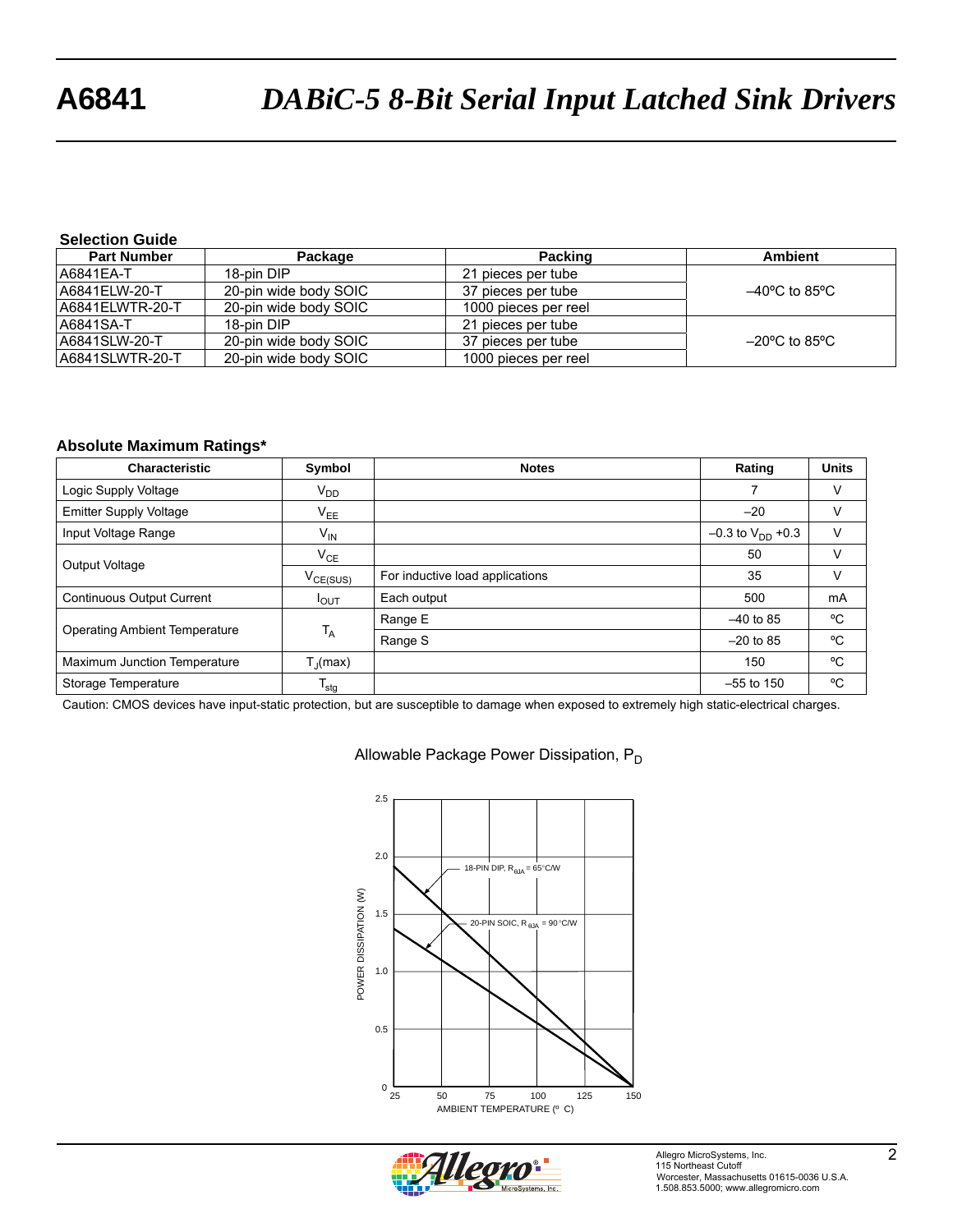## Selection Guide

| Part Number | Package | Packing | Ambient |
|---|---|---|---|
| A6841EA-T | 18-pin DIP | 21 pieces per tube | –40ºC to 85ºC |
| A6841ELW-20-T | 20-pin wide body SOIC | 37 pieces per tube | |
| A6841ELWTR-20-T | 20-pin wide body SOIC | 1000 pieces per reel | |
| A6841SA-T | 18-pin DIP | 21 pieces per tube | –20ºC to 85ºC |
| A6841SLW-20-T | 20-pin wide body SOIC | 37 pieces per tube | |
| A6841SLWTR-20-T | 20-pin wide body SOIC | 1000 pieces per reel | |

## Absolute Maximum Ratings*

| Characteristic | Symbol | Notes | Rating | Units |
|---|---|---|---|---|
| Logic Supply Voltage | $V_{DD}$ | | 7 | V |
| Emitter Supply Voltage | $V_{EE}$ | | –20 | V |
| Input Voltage Range | $V_{IN}$ | | –0.3 to $V_{DD}$ +0.3 | V |
| Output Voltage | $V_{CE}$ | | 50 | V |
| | $V_{CE(SUS)}$ | For inductive load applications | 35 | V |
| Continuous Output Current | $I_{OUT}$ | Each output | 500 | mA |
| Operating Ambient Temperature | $T_A$ | Range E | –40 to 85 | ºC |
| | | Range S | –20 to 85 | ºC |
| Maximum Junction Temperature | $T_J$(max) | | 150 | ºC |
| Storage Temperature | $T_{stg}$ | | –55 to 150 | ºC |

Caution: CMOS devices have input-static protection, but are susceptible to damage when exposed to extremely high static-electrical charges.

Allowable Package Power Dissipation, $P_D$

18-PIN DIP, $R_{\theta JA}$ = 65°C/W

20-PIN SOIC, $R_{\theta JA}$ = 90°C/W

POWER DISSIPATION (W)

AMBIENT TEMPERATURE (º C)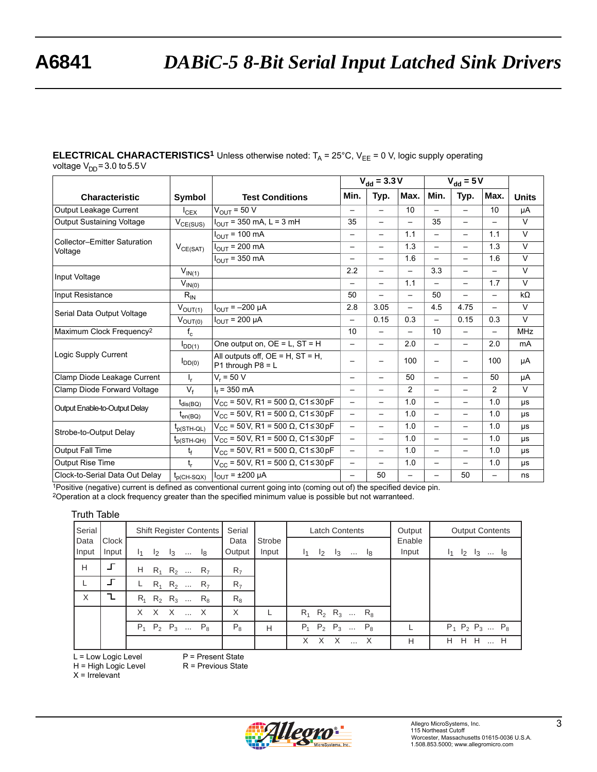# A6841 DABiC-5 8-Bit Serial Input Latched Sink Drivers

**ELECTRICAL CHARACTERISTICS[1]** Unless otherwise noted: $T_A$ = 25°C, $V_{EE}$ = 0 V, logic supply operating voltage $V_{DD}$ = 3.0 to 5.5 V

| Characteristic | Symbol | Test Conditions | $V_{dd}$ = 3.3 V Min. | $V_{dd}$ = 3.3 V Typ. | $V_{dd}$ = 3.3 V Max. | $V_{dd}$ = 5 V Min. | $V_{dd}$ = 5 V Typ. | $V_{dd}$ = 5 V Max. | Units |
|---|---|---|---|---|---|---|---|---|---|
| Output Leakage Current | $I_{CEX}$ | $V_{OUT}$ = 50 V | – | – | 10 | – | – | 10 | µA |
| Output Sustaining Voltage | $V_{CE(SUS)}$ | $I_{OUT}$ = 350 mA, L = 3 mH | 35 | – | – | 35 | – | – | V |
| Collector–Emitter Saturation Voltage | $V_{CE(SAT)}$ | $I_{OUT}$ = 100 mA | – | – | 1.1 | – | – | 1.1 | V |
| | | $I_{OUT}$ = 200 mA | – | – | 1.3 | – | – | 1.3 | V |
| | | $I_{OUT}$ = 350 mA | – | – | 1.6 | – | – | 1.6 | V |
| Input Voltage | $V_{IN(1)}$ | | 2.2 | – | – | 3.3 | – | – | V |
| | $V_{IN(0)}$ | | – | – | 1.1 | – | – | 1.7 | V |
| Input Resistance | $R_{IN}$ | | 50 | – | – | 50 | – | – | kΩ |
| Serial Data Output Voltage | $V_{OUT(1)}$ | $I_{OUT}$ = –200 µA | 2.8 | 3.05 | – | 4.5 | 4.75 | – | V |
| | $V_{OUT(0)}$ | $I_{OUT}$ = 200 µA | – | 0.15 | 0.3 | – | 0.15 | 0.3 | V |
| Maximum Clock Frequency[2] | $f_c$ | | 10 | – | – | 10 | – | – | MHz |
| Logic Supply Current | $I_{DD(1)}$ | One output on, OE = L, ST = H | – | – | 2.0 | – | – | 2.0 | mA |
| | $I_{DD(0)}$ | All outputs off, OE = H, ST = H, P1 through P8 = L | – | – | 100 | – | – | 100 | µA |
| Clamp Diode Leakage Current | $I_r$ | $V_r$ = 50 V | – | – | 50 | – | – | 50 | µA |
| Clamp Diode Forward Voltage | $V_f$ | $I_f$ = 350 mA | – | – | 2 | – | – | 2 | V |
| Output Enable-to-Output Delay | $t_{dis(BQ)}$ | $V_{CC}$ = 50 V, R1 = 500 Ω, C1 ≤ 30 pF | – | – | 1.0 | – | – | 1.0 | µs |
| | $t_{en(BQ)}$ | $V_{CC}$ = 50 V, R1 = 500 Ω, C1 ≤ 30 pF | – | – | 1.0 | – | – | 1.0 | µs |
| Strobe-to-Output Delay | $t_{p(STH-QL)}$ | $V_{CC}$ = 50 V, R1 = 500 Ω, C1 ≤ 30 pF | – | – | 1.0 | – | – | 1.0 | µs |
| | $t_{p(STH-QH)}$ | $V_{CC}$ = 50 V, R1 = 500 Ω, C1 ≤ 30 pF | – | – | 1.0 | – | – | 1.0 | µs |
| Output Fall Time | $t_f$ | $V_{CC}$ = 50 V, R1 = 500 Ω, C1 ≤ 30 pF | – | – | 1.0 | – | – | 1.0 | µs |
| Output Rise Time | $t_r$ | $V_{CC}$ = 50 V, R1 = 500 Ω, C1 ≤ 30 pF | – | – | 1.0 | – | – | 1.0 | µs |
| Clock-to-Serial Data Out Delay | $t_{p(CH-SQX)}$ | $I_{OUT}$ = ±200 µA | – | 50 | – | – | 50 | – | ns |

[1]Positive (negative) current is defined as conventional current going into (coming out of) the specified device pin.
[2]Operation at a clock frequency greater than the specified minimum value is possible but not warranteed.

## Truth Table

| Serial Data Input | Clock Input | Shift Register Contents $I_1$ $I_2$ $I_3$ ... $I_8$ | Serial Data Output | Strobe Input | Latch Contents $I_1$ $I_2$ $I_3$ ... $I_8$ | Output Enable Input | Output Contents $I_1$ $I_2$ $I_3$ ... $I_8$ |
|---|---|---|---|---|---|---|---|
| H | ⌐ (rising) | H $R_1$ $R_2$ ... $R_7$ | $R_7$ | | | | |
| L | ⌐ (rising) | L $R_1$ $R_2$ ... $R_7$ | $R_7$ | | | | |
| X | ¬ (falling) | $R_1$ $R_2$ $R_3$ ... $R_8$ | $R_8$ | | | | |
| | | X X X ... X | X | L | $R_1$ $R_2$ $R_3$ ... $R_8$ | | |
| | | $P_1$ $P_2$ $P_3$ ... $P_8$ | $P_8$ | H | $P_1$ $P_2$ $P_3$ ... $P_8$ | L | $P_1$ $P_2$ $P_3$ ... $P_8$ |
| | | | | | X X X ... X | H | H H H ... H |

L = Low Logic Level
H = High Logic Level
X = Irrelevant
P = Present State
R = Previous State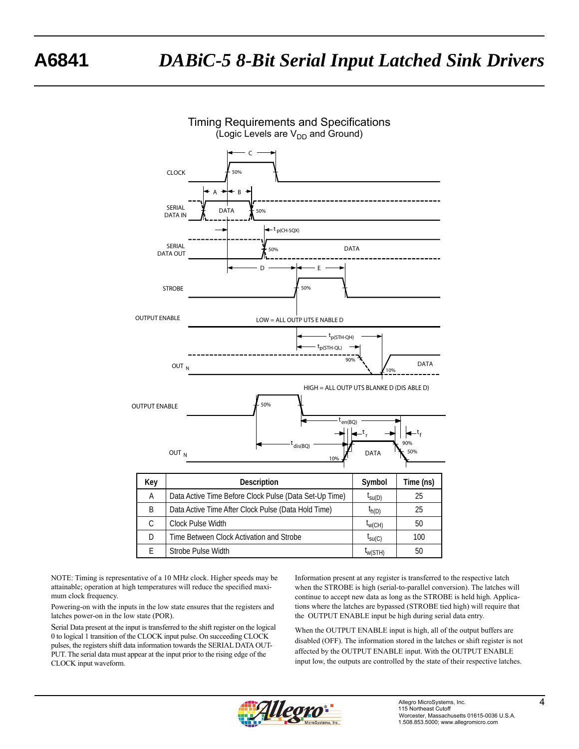## Timing Requirements and Specifications

(Logic Levels are $V_{DD}$ and Ground)

| Key | Description | Symbol | Time (ns) |
|---|---|---|---|
| A | Data Active Time Before Clock Pulse (Data Set-Up Time) | $t_{su(D)}$ | 25 |
| B | Data Active Time After Clock Pulse (Data Hold Time) | $t_{h(D)}$ | 25 |
| C | Clock Pulse Width | $t_{w(CH)}$ | 50 |
| D | Time Between Clock Activation and Strobe | $t_{su(C)}$ | 100 |
| E | Strobe Pulse Width | $t_{w(STH)}$ | 50 |

NOTE: Timing is representative of a 10 MHz clock. Higher speeds may be attainable; operation at high temperatures will reduce the specified maximum clock frequency.

Powering-on with the inputs in the low state ensures that the registers and latches power-on in the low state (POR).

Serial Data present at the input is transferred to the shift register on the logical 0 to logical 1 transition of the CLOCK input pulse. On succeeding CLOCK pulses, the registers shift data information towards the SERIAL DATA OUTPUT. The serial data must appear at the input prior to the rising edge of the CLOCK input waveform.

Information present at any register is transferred to the respective latch when the STROBE is high (serial-to-parallel conversion). The latches will continue to accept new data as long as the STROBE is held high. Applications where the latches are bypassed (STROBE tied high) will require that the OUTPUT ENABLE input be high during serial data entry.

When the OUTPUT ENABLE input is high, all of the output buffers are disabled (OFF). The information stored in the latches or shift register is not affected by the OUTPUT ENABLE input. With the OUTPUT ENABLE input low, the outputs are controlled by the state of their respective latches.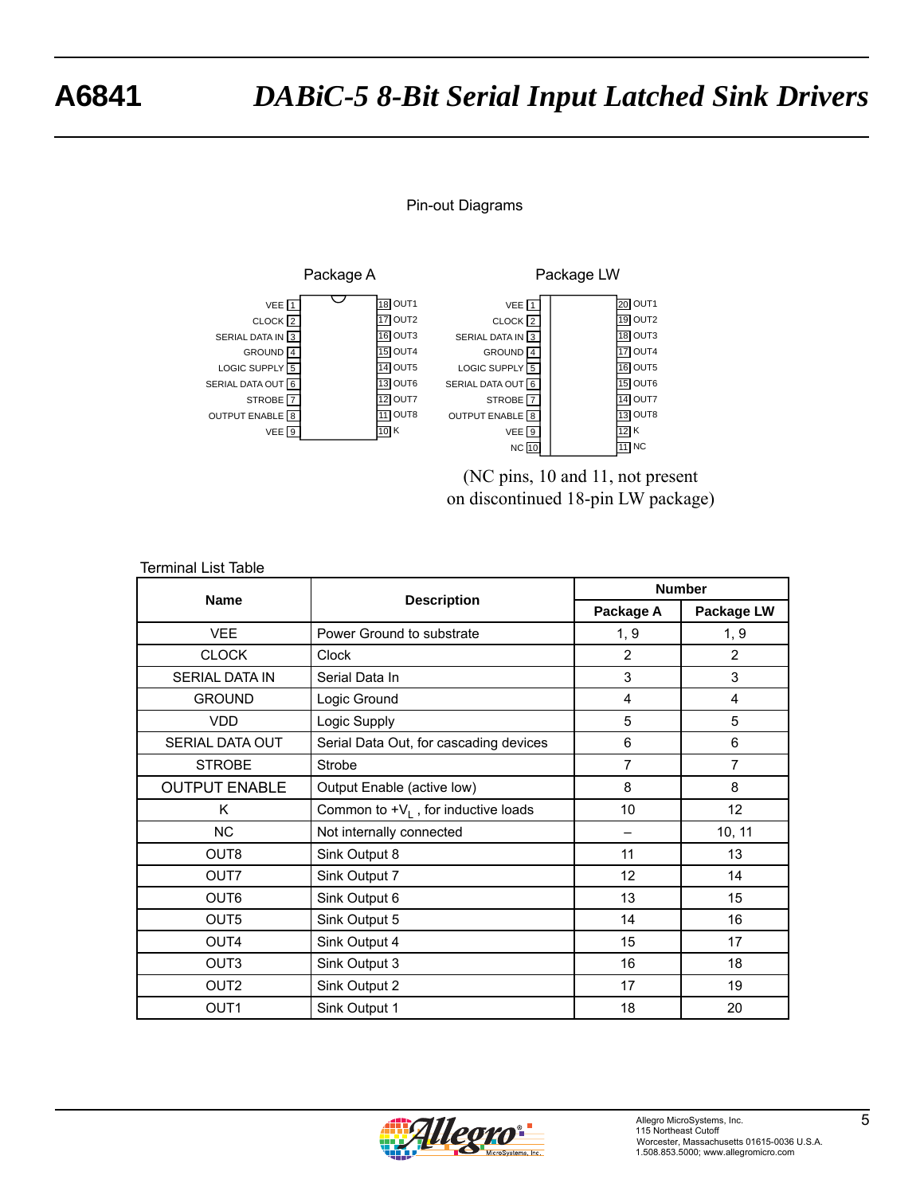Pin-out Diagrams

Package A

| Pin | Name | | Pin | Name |
|---|---|---|---|---|
| 1 | VEE | | 18 | OUT1 |
| 2 | CLOCK | | 17 | OUT2 |
| 3 | SERIAL DATA IN | | 16 | OUT3 |
| 4 | GROUND | | 15 | OUT4 |
| 5 | LOGIC SUPPLY | | 14 | OUT5 |
| 6 | SERIAL DATA OUT | | 13 | OUT6 |
| 7 | STROBE | | 12 | OUT7 |
| 8 | OUTPUT ENABLE | | 11 | OUT8 |
| 9 | VEE | | 10 | K |

Package LW

| Pin | Name | | Pin | Name |
|---|---|---|---|---|
| 1 | VEE | | 20 | OUT1 |
| 2 | CLOCK | | 19 | OUT2 |
| 3 | SERIAL DATA IN | | 18 | OUT3 |
| 4 | GROUND | | 17 | OUT4 |
| 5 | LOGIC SUPPLY | | 16 | OUT5 |
| 6 | SERIAL DATA OUT | | 15 | OUT6 |
| 7 | STROBE | | 14 | OUT7 |
| 8 | OUTPUT ENABLE | | 13 | OUT8 |
| 9 | VEE | | 12 | K |
| 10 | NC | | 11 | NC |

(NC pins, 10 and 11, not present on discontinued 18-pin LW package)

Terminal List Table

| Name | Description | Number | |
|---|---|---|---|
| | | Package A | Package LW |
| VEE | Power Ground to substrate | 1, 9 | 1, 9 |
| CLOCK | Clock | 2 | 2 |
| SERIAL DATA IN | Serial Data In | 3 | 3 |
| GROUND | Logic Ground | 4 | 4 |
| VDD | Logic Supply | 5 | 5 |
| SERIAL DATA OUT | Serial Data Out, for cascading devices | 6 | 6 |
| STROBE | Strobe | 7 | 7 |
| OUTPUT ENABLE | Output Enable (active low) | 8 | 8 |
| K | Common to $+V_L$, for inductive loads | 10 | 12 |
| NC | Not internally connected | – | 10, 11 |
| OUT8 | Sink Output 8 | 11 | 13 |
| OUT7 | Sink Output 7 | 12 | 14 |
| OUT6 | Sink Output 6 | 13 | 15 |
| OUT5 | Sink Output 5 | 14 | 16 |
| OUT4 | Sink Output 4 | 15 | 17 |
| OUT3 | Sink Output 3 | 16 | 18 |
| OUT2 | Sink Output 2 | 17 | 19 |
| OUT1 | Sink Output 1 | 18 | 20 |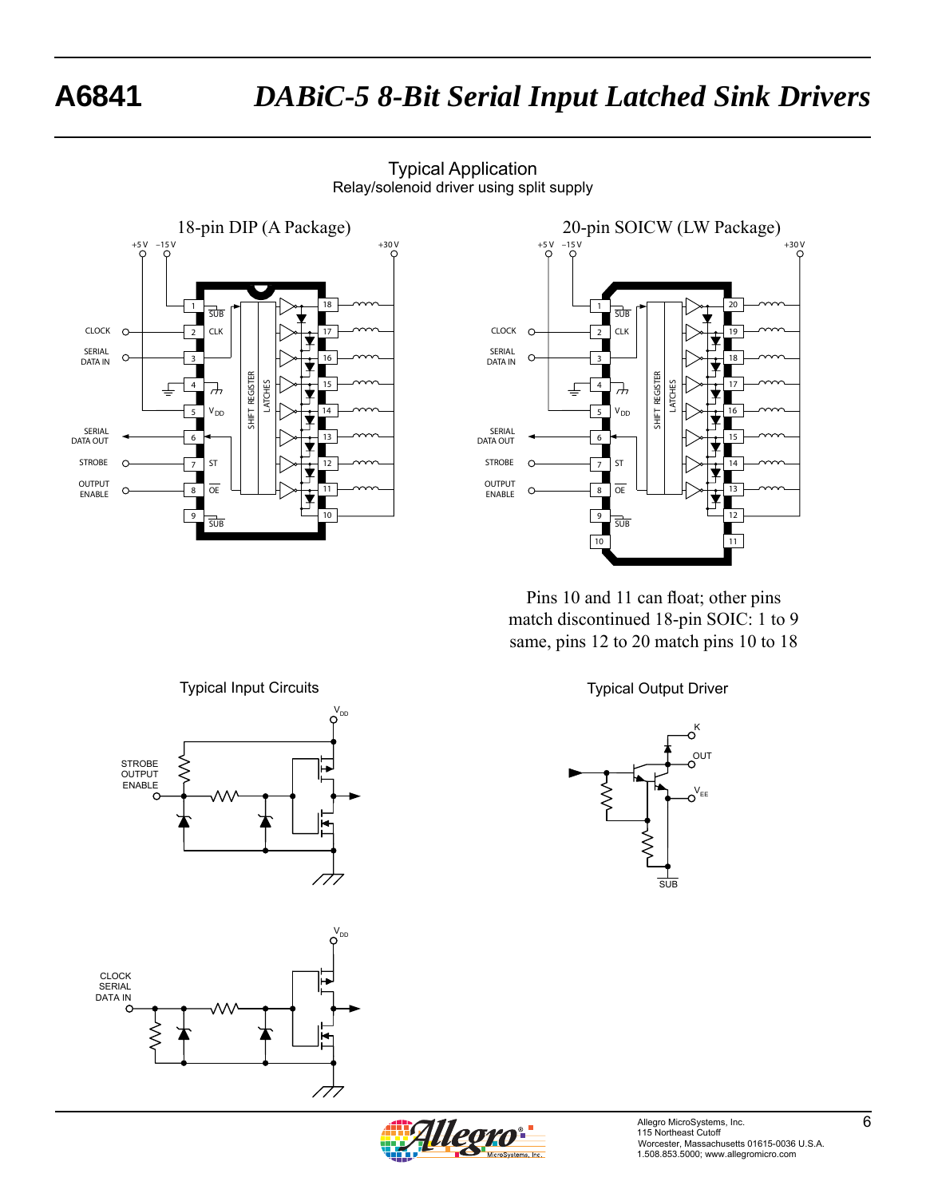## Typical Application

Relay/solenoid driver using split supply

### 18-pin DIP (A Package)

### 20-pin SOICW (LW Package)

Pins 10 and 11 can float; other pins match discontinued 18-pin SOIC: 1 to 9 same, pins 12 to 20 match pins 10 to 18

## Typical Input Circuits

## Typical Output Driver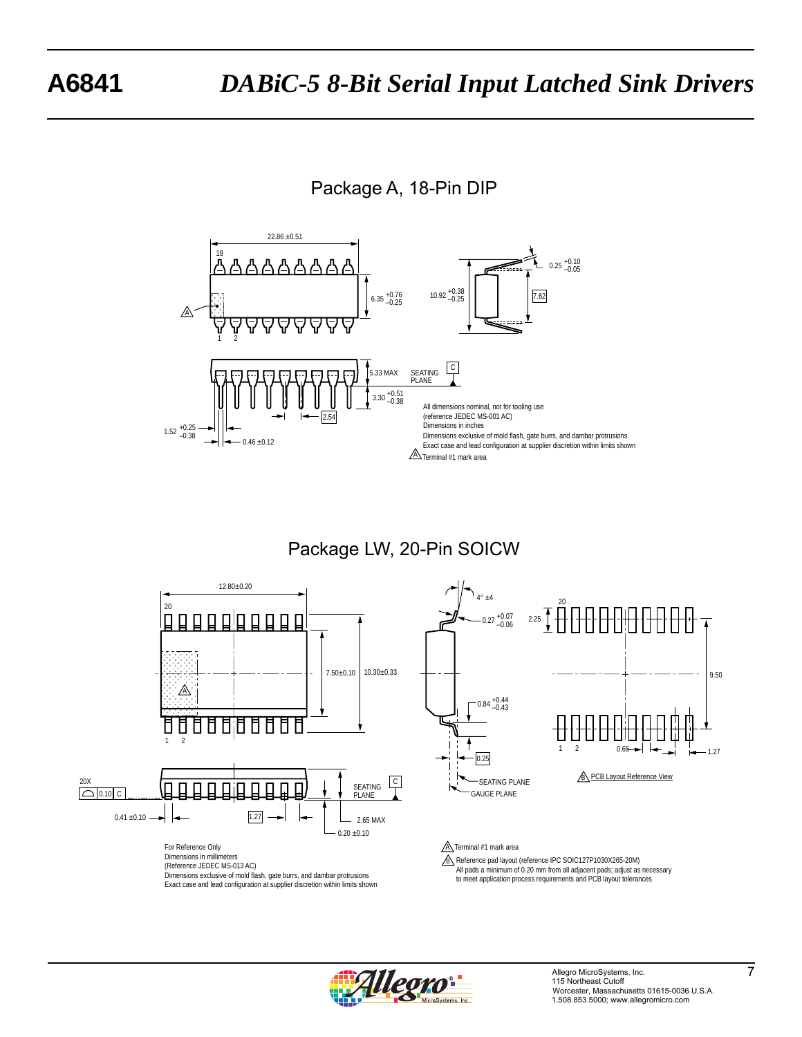## Package A, 18-Pin DIP

22.86 ±0.51

18

6.35 $^{+0.76}_{-0.25}$

10.92 $^{+0.38}_{-0.25}$

7.62

0.25 $^{+0.10}_{-0.05}$

A

1 2

5.33 MAX

SEATING PLANE

C

3.30 $^{+0.51}_{-0.38}$

2.54

1.52 $^{+0.25}_{-0.38}$

0.46 ±0.12

All dimensions nominal, not for tooling use
(reference JEDEC MS-001 AC)
Dimensions in inches
Dimensions exclusive of mold flash, gate burrs, and dambar protrusions
Exact case and lead configuration at supplier discretion within limits shown

A Terminal #1 mark area

## Package LW, 20-Pin SOICW

12.80±0.20

20

A

7.50±0.10

10.30±0.33

1 2

4° ±4

0.27 $^{+0.07}_{-0.06}$

0.84 $^{+0.44}_{-0.43}$

0.25

SEATING PLANE

GAUGE PLANE

2.25

20

9.50

1 2

0.65

1.27

B PCB Layout Reference View

20X

0.10 C

SEATING PLANE

C

0.41 ±0.10

1.27

2.65 MAX

0.20 ±0.10

For Reference Only
Dimensions in millimeters
(Reference JEDEC MS-013 AC)
Dimensions exclusive of mold flash, gate burrs, and dambar protrusions
Exact case and lead configuration at supplier discretion within limits shown

A Terminal #1 mark area

B Reference pad layout (reference IPC SOIC127P1030X265-20M)
All pads a minimum of 0.20 mm from all adjacent pads; adjust as necessary to meet application process requirements and PCB layout tolerances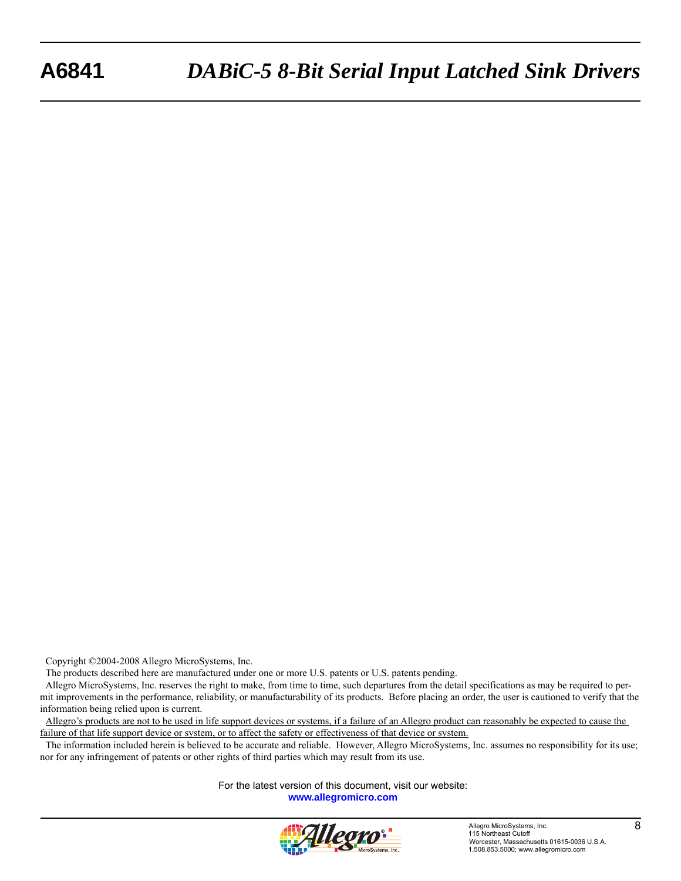Copyright ©2004-2008 Allegro MicroSystems, Inc.

The products described here are manufactured under one or more U.S. patents or U.S. patents pending.

Allegro MicroSystems, Inc. reserves the right to make, from time to time, such departures from the detail specifications as may be required to permit improvements in the performance, reliability, or manufacturability of its products. Before placing an order, the user is cautioned to verify that the information being relied upon is current.

Allegro's products are not to be used in life support devices or systems, if a failure of an Allegro product can reasonably be expected to cause the failure of that life support device or system, or to affect the safety or effectiveness of that device or system.

The information included herein is believed to be accurate and reliable. However, Allegro MicroSystems, Inc. assumes no responsibility for its use; nor for any infringement of patents or other rights of third parties which may result from its use.

For the latest version of this document, visit our website:
**www.allegromicro.com**

Allegro MicroSystems, Inc.
115 Northeast Cutoff
Worcester, Massachusetts 01615-0036 U.S.A.
1.508.853.5000; www.allegromicro.com